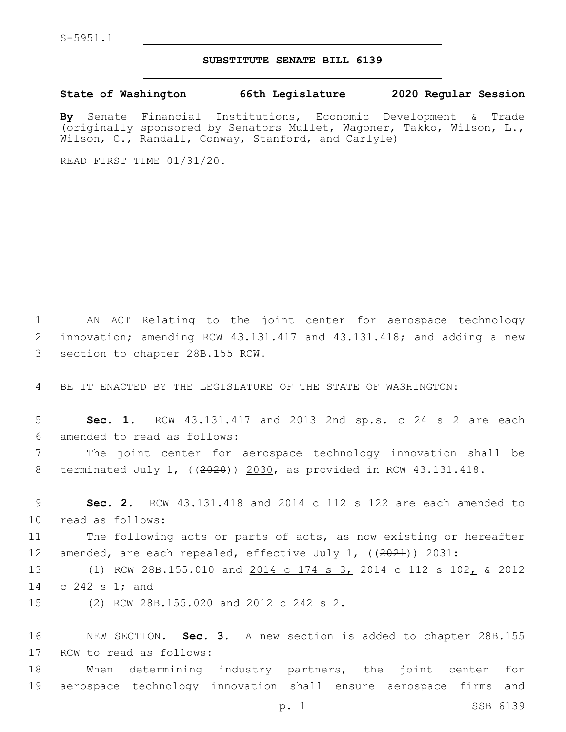S-5951.1

# SUBSTITUTE SENATE BILL 6139

**State of Washington 66th Legislature 2020 Regular Session**

**By** Senate Financial Institutions, Economic Development & Trade (originally sponsored by Senators Mullet, Wagoner, Takko, Wilson, L., Wilson, C., Randall, Conway, Stanford, and Carlyle)

READ FIRST TIME 01/31/20.

1 AN ACT Relating to the joint center for aerospace technology
2 innovation; amending RCW 43.131.417 and 43.131.418; and adding a new
3 section to chapter 28B.155 RCW.

4 BE IT ENACTED BY THE LEGISLATURE OF THE STATE OF WASHINGTON:

5 **Sec. 1.** RCW 43.131.417 and 2013 2nd sp.s. c 24 s 2 are each
6 amended to read as follows:

7 The joint center for aerospace technology innovation shall be
8 terminated July 1, ((~~2020~~)) 2030, as provided in RCW 43.131.418.

9 **Sec. 2.** RCW 43.131.418 and 2014 c 112 s 122 are each amended to
10 read as follows:

11 The following acts or parts of acts, as now existing or hereafter
12 amended, are each repealed, effective July 1, ((~~2021~~)) 2031:

13 (1) RCW 28B.155.010 and 2014 c 174 s 3, 2014 c 112 s 102, & 2012
14 c 242 s 1; and

15 (2) RCW 28B.155.020 and 2012 c 242 s 2.

16 NEW SECTION. **Sec. 3.** A new section is added to chapter 28B.155
17 RCW to read as follows:

18 When determining industry partners, the joint center for
19 aerospace technology innovation shall ensure aerospace firms and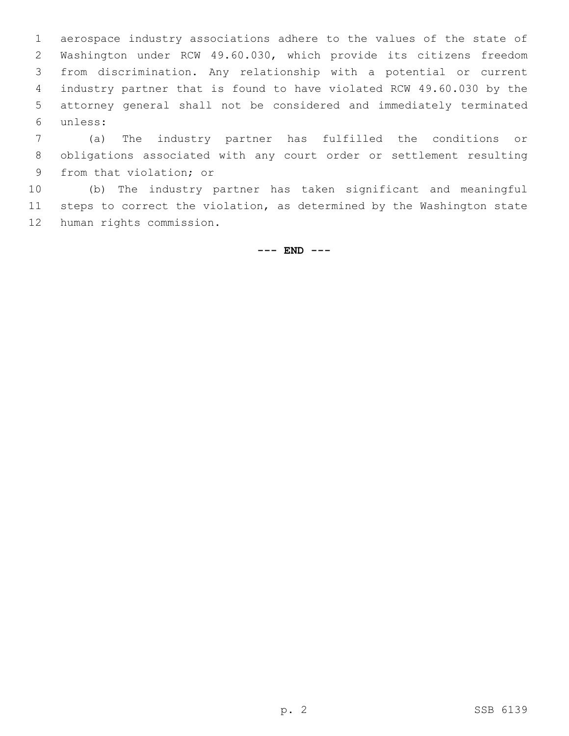aerospace industry associations adhere to the values of the state of Washington under RCW 49.60.030, which provide its citizens freedom from discrimination. Any relationship with a potential or current industry partner that is found to have violated RCW 49.60.030 by the attorney general shall not be considered and immediately terminated unless:

(a) The industry partner has fulfilled the conditions or obligations associated with any court order or settlement resulting from that violation; or

(b) The industry partner has taken significant and meaningful steps to correct the violation, as determined by the Washington state human rights commission.

**--- END ---**